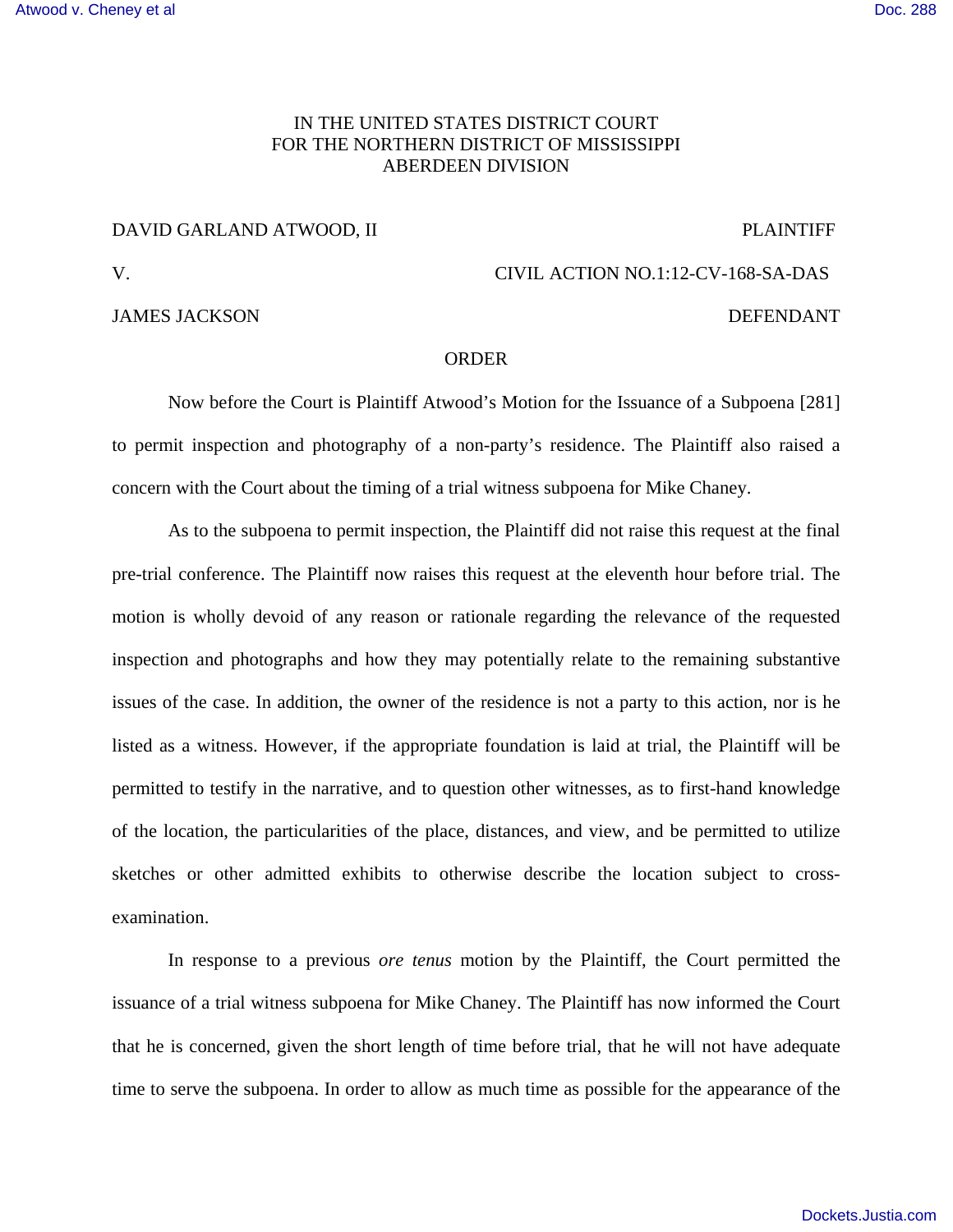IN THE UNITED STATES DISTRICT COURT
FOR THE NORTHERN DISTRICT OF MISSISSIPPI
ABERDEEN DIVISION

DAVID GARLAND ATWOOD, II — PLAINTIFF

V. — CIVIL ACTION NO.1:12-CV-168-SA-DAS

JAMES JACKSON — DEFENDANT

ORDER

Now before the Court is Plaintiff Atwood's Motion for the Issuance of a Subpoena [281] to permit inspection and photography of a non-party's residence. The Plaintiff also raised a concern with the Court about the timing of a trial witness subpoena for Mike Chaney.

As to the subpoena to permit inspection, the Plaintiff did not raise this request at the final pre-trial conference. The Plaintiff now raises this request at the eleventh hour before trial. The motion is wholly devoid of any reason or rationale regarding the relevance of the requested inspection and photographs and how they may potentially relate to the remaining substantive issues of the case. In addition, the owner of the residence is not a party to this action, nor is he listed as a witness. However, if the appropriate foundation is laid at trial, the Plaintiff will be permitted to testify in the narrative, and to question other witnesses, as to first-hand knowledge of the location, the particularities of the place, distances, and view, and be permitted to utilize sketches or other admitted exhibits to otherwise describe the location subject to cross-examination.

In response to a previous *ore tenus* motion by the Plaintiff, the Court permitted the issuance of a trial witness subpoena for Mike Chaney. The Plaintiff has now informed the Court that he is concerned, given the short length of time before trial, that he will not have adequate time to serve the subpoena. In order to allow as much time as possible for the appearance of the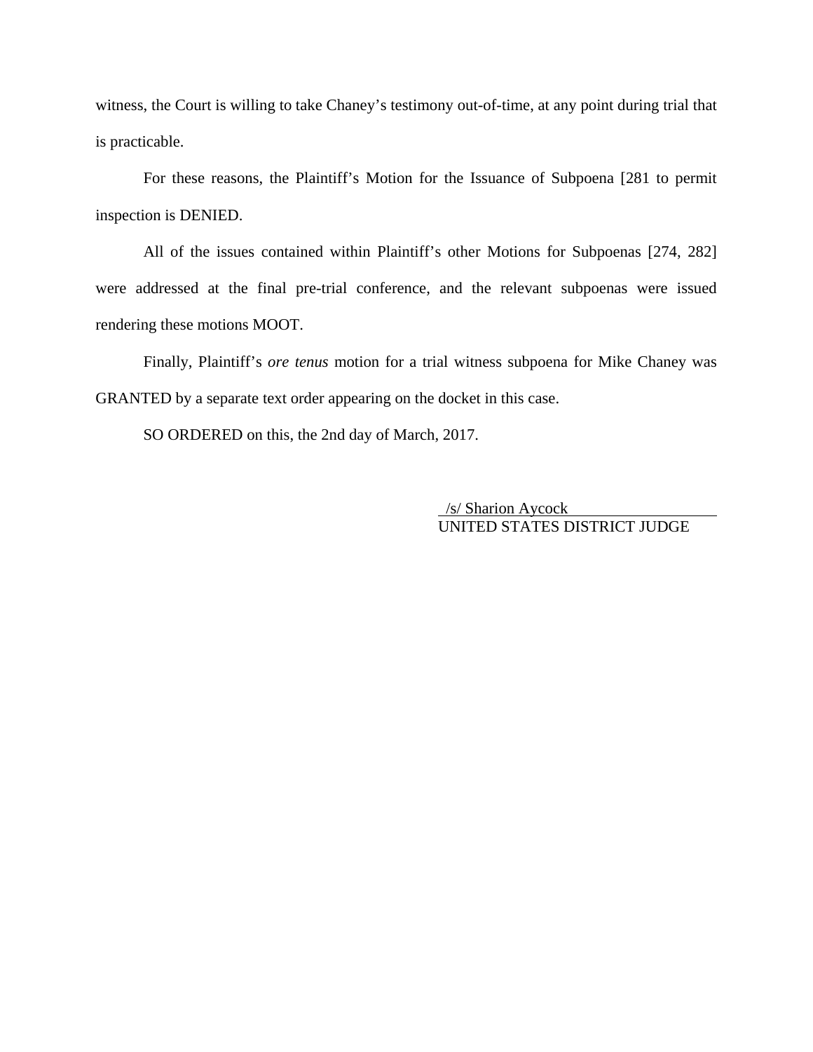witness, the Court is willing to take Chaney's testimony out-of-time, at any point during trial that is practicable.

For these reasons, the Plaintiff's Motion for the Issuance of Subpoena [281 to permit inspection is DENIED.

All of the issues contained within Plaintiff's other Motions for Subpoenas [274, 282] were addressed at the final pre-trial conference, and the relevant subpoenas were issued rendering these motions MOOT.

Finally, Plaintiff's *ore tenus* motion for a trial witness subpoena for Mike Chaney was GRANTED by a separate text order appearing on the docket in this case.

SO ORDERED on this, the 2nd day of March, 2017.

/s/ Sharion Aycock
UNITED STATES DISTRICT JUDGE